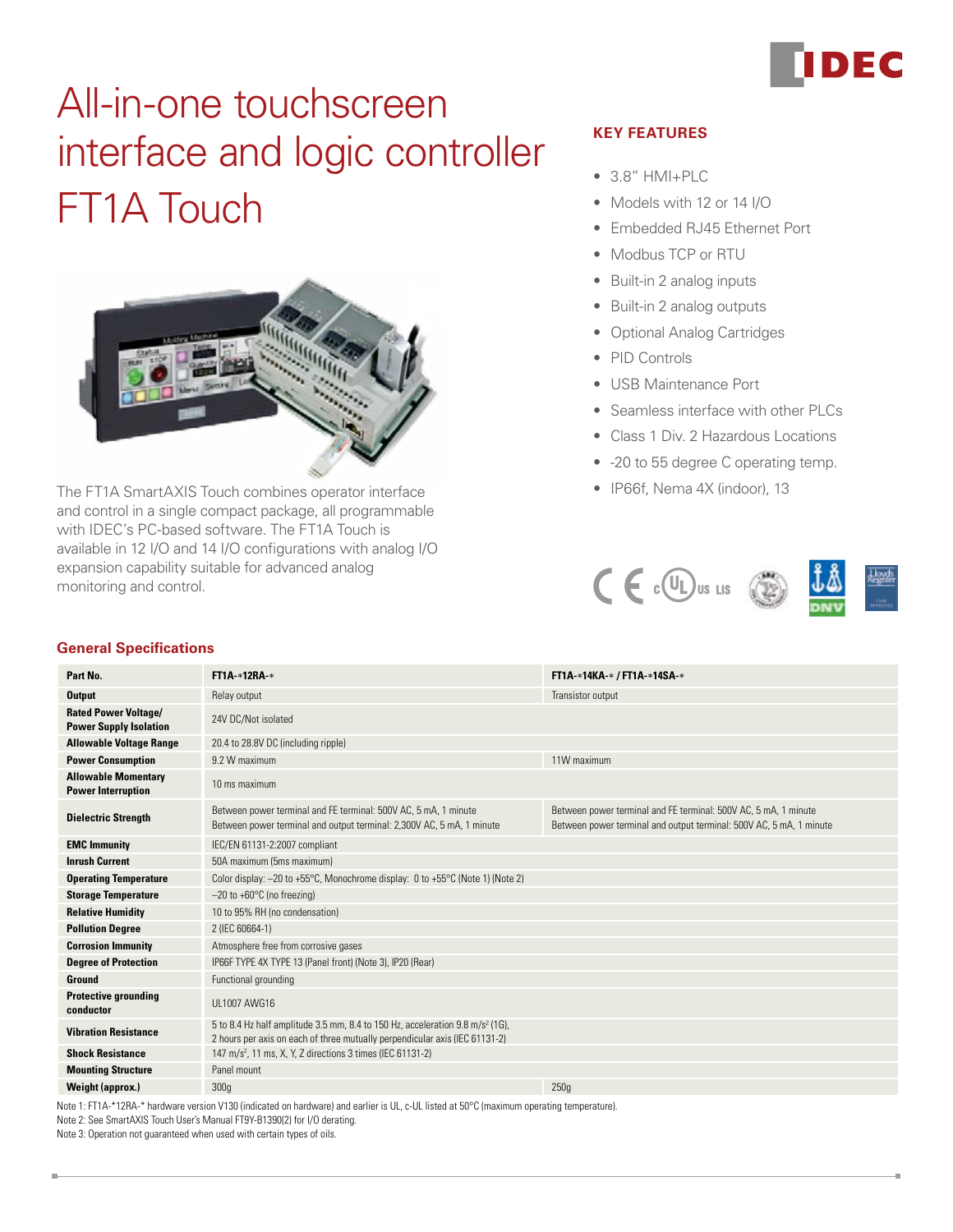# All-in-one touchscreen interface and logic controller FT1A Touch

The FT1A SmartAXIS Touch combines operator interface and control in a single compact package, all programmable with IDEC's PC-based software. The FT1A Touch is available in 12 I/O and 14 I/O configurations with analog I/O expansion capability suitable for advanced analog monitoring and control.

## KEY FEATURES

- 3.8" HMI+PLC
- Models with 12 or 14 I/O
- Embedded RJ45 Ethernet Port
- Modbus TCP or RTU
- Built-in 2 analog inputs
- Built-in 2 analog outputs
- Optional Analog Cartridges
- PID Controls
- USB Maintenance Port
- Seamless interface with other PLCs
- Class 1 Div. 2 Hazardous Locations
- -20 to 55 degree C operating temp.
- IP66f, Nema 4X (indoor), 13

## General Specifications

| Part No. | FT1A-*12RA-* | FT1A-*14KA-* / FT1A-*14SA-* |
|---|---|---|
| Output | Relay output | Transistor output |
| Rated Power Voltage/ Power Supply Isolation | 24V DC/Not isolated | |
| Allowable Voltage Range | 20.4 to 28.8V DC (including ripple) | |
| Power Consumption | 9.2 W maximum | 11W maximum |
| Allowable Momentary Power Interruption | 10 ms maximum | |
| Dielectric Strength | Between power terminal and FE terminal: 500V AC, 5 mA, 1 minute<br>Between power terminal and output terminal: 2,300V AC, 5 mA, 1 minute | Between power terminal and FE terminal: 500V AC, 5 mA, 1 minute<br>Between power terminal and output terminal: 500V AC, 5 mA, 1 minute |
| EMC Immunity | IEC/EN 61131-2:2007 compliant | |
| Inrush Current | 50A maximum (5ms maximum) | |
| Operating Temperature | Color display: –20 to +55°C, Monochrome display: 0 to +55°C (Note 1) (Note 2) | |
| Storage Temperature | –20 to +60°C (no freezing) | |
| Relative Humidity | 10 to 95% RH (no condensation) | |
| Pollution Degree | 2 (IEC 60664-1) | |
| Corrosion Immunity | Atmosphere free from corrosive gases | |
| Degree of Protection | IP66F TYPE 4X TYPE 13 (Panel front) (Note 3), IP20 (Rear) | |
| Ground | Functional grounding | |
| Protective grounding conductor | UL1007 AWG16 | |
| Vibration Resistance | 5 to 8.4 Hz half amplitude 3.5 mm, 8.4 to 150 Hz, acceleration 9.8 $m/s^2$ (1G),<br>2 hours per axis on each of three mutually perpendicular axis (IEC 61131-2) | |
| Shock Resistance | 147 $m/s^2$, 11 ms, X, Y, Z directions 3 times (IEC 61131-2) | |
| Mounting Structure | Panel mount | |
| Weight (approx.) | 300g | 250g |

Note 1: FT1A-*12RA-* hardware version V130 (indicated on hardware) and earlier is UL, c-UL listed at 50°C (maximum operating temperature).
Note 2: See SmartAXIS Touch User's Manual FT9Y-B1390(2) for I/O derating.
Note 3: Operation not guaranteed when used with certain types of oils.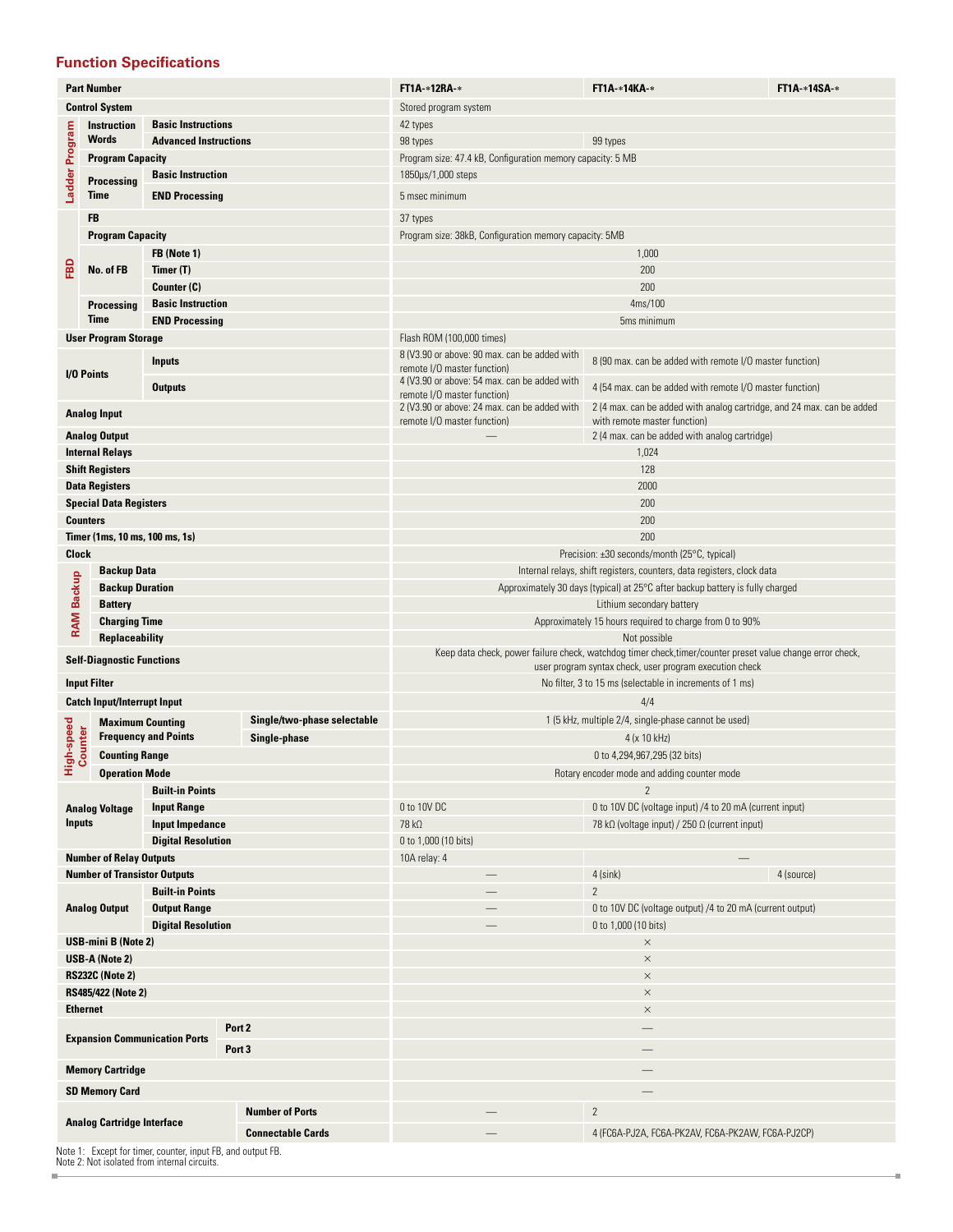## Function Specifications

| Part Number | | | FT1A-*12RA-* | FT1A-*14KA-* | FT1A-*14SA-* |
|---|---|---|---|---|---|
| Control System | | | Stored program system | | |
| Ladder Program | Instruction Words | Basic Instructions | 42 types | | |
| | | Advanced Instructions | 98 types | 99 types | |
| | Program Capacity | | Program size: 47.4 kB, Configuration memory capacity: 5 MB | | |
| | Processing Time | Basic Instruction | 1850µs/1,000 steps | | |
| | | END Processing | 5 msec minimum | | |
| FBD | FB | | 37 types | | |
| | Program Capacity | | Program size: 38kB, Configuration memory capacity: 5MB | | |
| | No. of FB | FB (Note 1) | 1,000 | | |
| | | Timer (T) | 200 | | |
| | | Counter (C) | 200 | | |
| | Processing Time | Basic Instruction | 4ms/100 | | |
| | | END Processing | 5ms minimum | | |
| User Program Storage | | | Flash ROM (100,000 times) | | |
| I/O Points | | Inputs | 8 (V3.90 or above: 90 max. can be added with remote I/O master function) | 8 (90 max. can be added with remote I/O master function) | |
| | | Outputs | 4 (V3.90 or above: 54 max. can be added with remote I/O master function) | 4 (54 max. can be added with remote I/O master function) | |
| Analog Input | | | 2 (V3.90 or above: 24 max. can be added with remote I/O master function) | 2 (4 max. can be added with analog cartridge, and 24 max. can be added with remote master function) | |
| Analog Output | | | — | 2 (4 max. can be added with analog cartridge) | |
| Internal Relays | | | 1,024 | | |
| Shift Registers | | | 128 | | |
| Data Registers | | | 2000 | | |
| Special Data Registers | | | 200 | | |
| Counters | | | 200 | | |
| Timer (1ms, 10 ms, 100 ms, 1s) | | | 200 | | |
| Clock | | | Precision: ±30 seconds/month (25°C, typical) | | |
| RAM Backup | Backup Data | | Internal relays, shift registers, counters, data registers, clock data | | |
| | Backup Duration | | Approximately 30 days (typical) at 25°C after backup battery is fully charged | | |
| | Battery | | Lithium secondary battery | | |
| | Charging Time | | Approximately 15 hours required to charge from 0 to 90% | | |
| | Replaceability | | Not possible | | |
| Self-Diagnostic Functions | | | Keep data check, power failure check, watchdog timer check,timer/counter preset value change error check, user program syntax check, user program execution check | | |
| Input Filter | | | No filter, 3 to 15 ms (selectable in increments of 1 ms) | | |
| Catch Input/Interrupt Input | | | 4/4 | | |
| High-speed Counter | Maximum Counting Frequency and Points | Single/two-phase selectable | 1 (5 kHz, multiple 2/4, single-phase cannot be used) | | |
| | | Single-phase | 4 (x 10 kHz) | | |
| | Counting Range | | 0 to 4,294,967,295 (32 bits) | | |
| | Operation Mode | | Rotary encoder mode and adding counter mode | | |
| Analog Voltage Inputs | | Built-in Points | 2 | | |
| | | Input Range | 0 to 10V DC | 0 to 10V DC (voltage input) /4 to 20 mA (current input) | |
| | | Input Impedance | 78 kΩ | 78 kΩ (voltage input) / 250 Ω (current input) | |
| | | Digital Resolution | 0 to 1,000 (10 bits) | | |
| Number of Relay Outputs | | | 10A relay: 4 | — | |
| Number of Transistor Outputs | | | — | 4 (sink) | 4 (source) |
| Analog Output | | Built-in Points | — | 2 | |
| | | Output Range | — | 0 to 10V DC (voltage output) /4 to 20 mA (current output) | |
| | | Digital Resolution | — | 0 to 1,000 (10 bits) | |
| USB-mini B (Note 2) | | | × | | |
| USB-A (Note 2) | | | × | | |
| RS232C (Note 2) | | | × | | |
| RS485/422 (Note 2) | | | × | | |
| Ethernet | | | × | | |
| Expansion Communication Ports | | Port 2 | — | | |
| | | Port 3 | — | | |
| Memory Cartridge | | | — | | |
| SD Memory Card | | | — | | |
| Analog Cartridge Interface | | Number of Ports | — | 2 | |
| | | Connectable Cards | — | 4 (FC6A-PJ2A, FC6A-PK2AV, FC6A-PK2AW, FC6A-PJ2CP) | |

Note 1: Except for timer, counter, input FB, and output FB.
Note 2: Not isolated from internal circuits.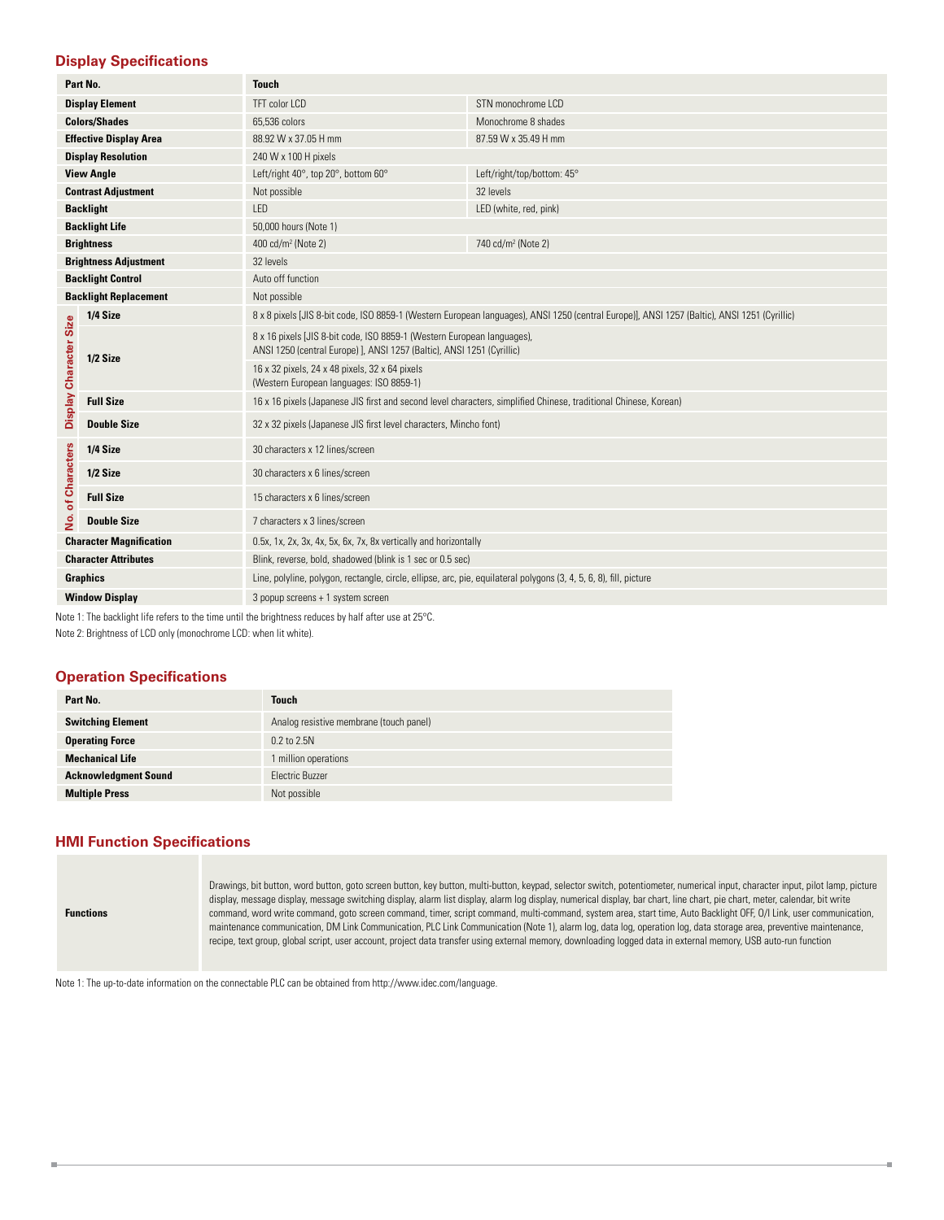## Display Specifications

| Part No. | | Touch | |
|---|---|---|---|
| Display Element | | TFT color LCD | STN monochrome LCD |
| Colors/Shades | | 65,536 colors | Monochrome 8 shades |
| Effective Display Area | | 88.92 W x 37.05 H mm | 87.59 W x 35.49 H mm |
| Display Resolution | | 240 W x 100 H pixels | |
| View Angle | | Left/right 40°, top 20°, bottom 60° | Left/right/top/bottom: 45° |
| Contrast Adjustment | | Not possible | 32 levels |
| Backlight | | LED | LED (white, red, pink) |
| Backlight Life | | 50,000 hours (Note 1) | |
| Brightness | | 400 cd/m² (Note 2) | 740 cd/m² (Note 2) |
| Brightness Adjustment | | 32 levels | |
| Backlight Control | | Auto off function | |
| Backlight Replacement | | Not possible | |
| Display Character Size | 1/4 Size | 8 x 8 pixels [JIS 8-bit code, ISO 8859-1 (Western European languages), ANSI 1250 (central Europe)], ANSI 1257 (Baltic), ANSI 1251 (Cyrillic) | |
| | 1/2 Size | 8 x 16 pixels [JIS 8-bit code, ISO 8859-1 (Western European languages), ANSI 1250 (central Europe) ], ANSI 1257 (Baltic), ANSI 1251 (Cyrillic) | |
| | | 16 x 32 pixels, 24 x 48 pixels, 32 x 64 pixels (Western European languages: ISO 8859-1) | |
| | Full Size | 16 x 16 pixels (Japanese JIS first and second level characters, simplified Chinese, traditional Chinese, Korean) | |
| | Double Size | 32 x 32 pixels (Japanese JIS first level characters, Mincho font) | |
| No. of Characters | 1/4 Size | 30 characters x 12 lines/screen | |
| | 1/2 Size | 30 characters x 6 lines/screen | |
| | Full Size | 15 characters x 6 lines/screen | |
| | Double Size | 7 characters x 3 lines/screen | |
| Character Magnification | | 0.5x, 1x, 2x, 3x, 4x, 5x, 6x, 7x, 8x vertically and horizontally | |
| Character Attributes | | Blink, reverse, bold, shadowed (blink is 1 sec or 0.5 sec) | |
| Graphics | | Line, polyline, polygon, rectangle, circle, ellipse, arc, pie, equilateral polygons (3, 4, 5, 6, 8), fill, picture | |
| Window Display | | 3 popup screens + 1 system screen | |

Note 1: The backlight life refers to the time until the brightness reduces by half after use at 25°C.

Note 2: Brightness of LCD only (monochrome LCD: when lit white).

## Operation Specifications

| Part No. | Touch |
|---|---|
| Switching Element | Analog resistive membrane (touch panel) |
| Operating Force | 0.2 to 2.5N |
| Mechanical Life | 1 million operations |
| Acknowledgment Sound | Electric Buzzer |
| Multiple Press | Not possible |

## HMI Function Specifications

| | |
|---|---|
| Functions | Drawings, bit button, word button, goto screen button, key button, multi-button, keypad, selector switch, potentiometer, numerical input, character input, pilot lamp, picture display, message display, message switching display, alarm list display, alarm log display, numerical display, bar chart, line chart, pie chart, meter, calendar, bit write command, word write command, goto screen command, timer, script command, multi-command, system area, start time, Auto Backlight OFF, O/I Link, user communication, maintenance communication, DM Link Communication, PLC Link Communication (Note 1), alarm log, data log, operation log, data storage area, preventive maintenance, recipe, text group, global script, user account, project data transfer using external memory, downloading logged data in external memory, USB auto-run function |

Note 1: The up-to-date information on the connectable PLC can be obtained from http://www.idec.com/language.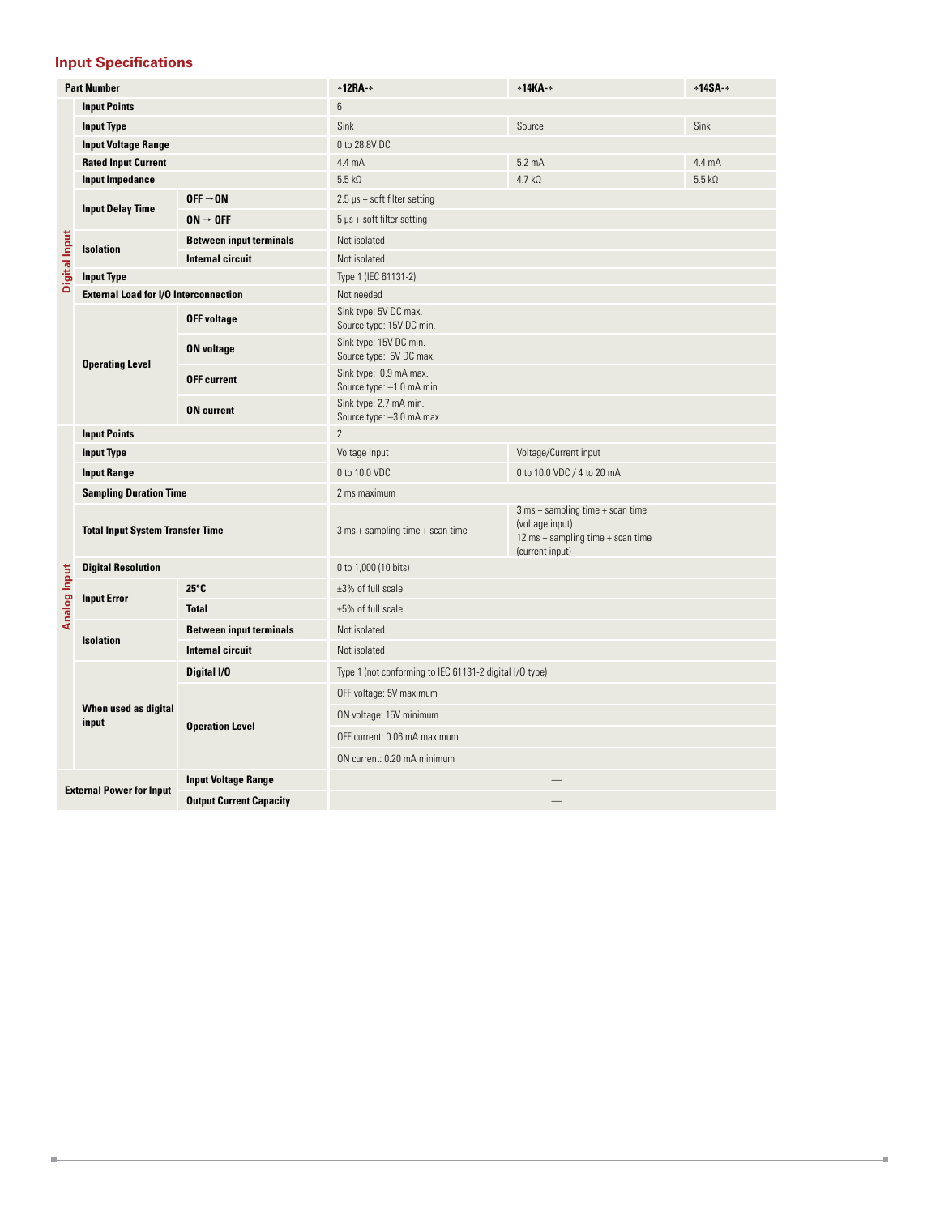## Input Specifications

| | Part Number | | *12RA-* | *14KA-* | *14SA-* |
|---|---|---|---|---|---|
| Digital Input | **Input Points** | | 6 | | |
| | **Input Type** | | Sink | Source | Sink |
| | **Input Voltage Range** | | 0 to 28.8V DC | | |
| | **Rated Input Current** | | 4.4 mA | 5.2 mA | 4.4 mA |
| | **Input Impedance** | | 5.5 kΩ | 4.7 kΩ | 5.5 kΩ |
| | **Input Delay Time** | **OFF → ON** | 2.5 μs + soft filter setting | | |
| | | **ON → OFF** | 5 μs + soft filter setting | | |
| | **Isolation** | **Between input terminals** | Not isolated | | |
| | | **Internal circuit** | Not isolated | | |
| | **Input Type** | | Type 1 (IEC 61131-2) | | |
| | **External Load for I/O Interconnection** | | Not needed | | |
| | **Operating Level** | **OFF voltage** | Sink type: 5V DC max.<br>Source type: 15V DC min. | | |
| | | **ON voltage** | Sink type: 15V DC min.<br>Source type: 5V DC max. | | |
| | | **OFF current** | Sink type: 0.9 mA max.<br>Source type: –1.0 mA min. | | |
| | | **ON current** | Sink type: 2.7 mA min.<br>Source type: –3.0 mA max. | | |
| Analog Input | **Input Points** | | 2 | | |
| | **Input Type** | | Voltage input | Voltage/Current input | |
| | **Input Range** | | 0 to 10.0 VDC | 0 to 10.0 VDC / 4 to 20 mA | |
| | **Sampling Duration Time** | | 2 ms maximum | | |
| | **Total Input System Transfer Time** | | 3 ms + sampling time + scan time | 3 ms + sampling time + scan time (voltage input)<br>12 ms + sampling time + scan time (current input) | |
| | **Digital Resolution** | | 0 to 1,000 (10 bits) | | |
| | **Input Error** | **25°C** | ±3% of full scale | | |
| | | **Total** | ±5% of full scale | | |
| | **Isolation** | **Between input terminals** | Not isolated | | |
| | | **Internal circuit** | Not isolated | | |
| | **When used as digital input** | **Digital I/O** | Type 1 (not conforming to IEC 61131-2 digital I/O type) | | |
| | | **Operation Level** | OFF voltage: 5V maximum | | |
| | | | ON voltage: 15V minimum | | |
| | | | OFF current: 0.06 mA maximum | | |
| | | | ON current: 0.20 mA minimum | | |
| **External Power for Input** | | **Input Voltage Range** | — | | |
| | | **Output Current Capacity** | — | | |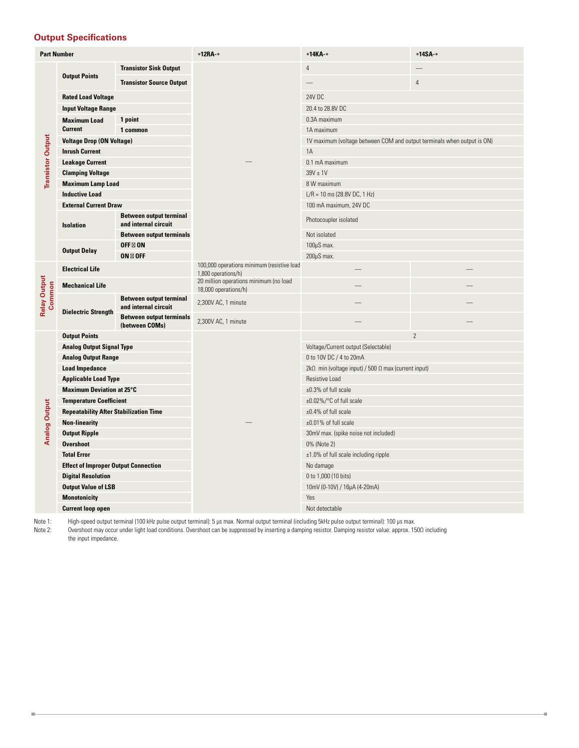## Output Specifications

| Part Number | | | *12RA-* | *14KA-* | *14SA-* |
|---|---|---|---|---|---|
| Transistor Output | Output Points | Transistor Sink Output | — | 4 | — |
| | | Transistor Source Output | | — | 4 |
| | Rated Load Voltage | | | 24V DC | |
| | Input Voltage Range | | | 20.4 to 28.8V DC | |
| | Maximum Load Current | 1 point | | 0.3A maximum | |
| | | 1 common | | 1A maximum | |
| | Voltage Drop (ON Voltage) | | | 1V maximum (voltage between COM and output terminals when output is ON) | |
| | Inrush Current | | | 1A | |
| | Leakage Current | | | 0.1 mA maximum | |
| | Clamping Voltage | | | 39V ± 1V | |
| | Maximum Lamp Load | | | 8 W maximum | |
| | Inductive Load | | | L/R = 10 ms (28.8V DC, 1 Hz) | |
| | External Current Draw | | | 100 mA maximum, 24V DC | |
| | Isolation | Between output terminal and internal circuit | | Photocoupler isolated | |
| | | Between output terminals | | Not isolated | |
| | Output Delay | OFF ⊠ ON | | 100μS max. | |
| | | ON ⊠ OFF | | 200μS max. | |
| Relay Output Common | Electrical Life | | 100,000 operations minimum (resistive load 1,800 operations/h) | — | — |
| | Mechanical Life | | 20 million operations minimum (no load 18,000 operations/h) | — | — |
| | Dielectric Strength | Between output terminal and internal circuit | 2,300V AC, 1 minute | — | — |
| | | Between output terminals (between COMs) | 2,300V AC, 1 minute | — | — |
| Analog Output | Output Points | | — | 2 | |
| | Analog Output Signal Type | | | Voltage/Current output (Selectable) | |
| | Analog Output Range | | | 0 to 10V DC / 4 to 20mA | |
| | Load Impedance | | | 2kΩ min (voltage input) / 500 Ω max (current input) | |
| | Applicable Load Type | | | Resistive Load | |
| | Maximum Deviation at 25°C | | | ±0.3% of full scale | |
| | Temperature Coefficient | | | ±0.02%/°C of full scale | |
| | Repeatability After Stabilization Time | | | ±0.4% of full scale | |
| | Non-linearity | | | ±0.01% of full scale | |
| | Output Ripple | | | 30mV max. (spike noise not included) | |
| | Overshoot | | | 0% (Note 2) | |
| | Total Error | | | ±1.0% of full scale including ripple | |
| | Effect of Improper Output Connection | | | No damage | |
| | Digital Resolution | | | 0 to 1,000 (10 bits) | |
| | Output Value of LSB | | | 10mV (0-10V) / 16μA (4-20mA) | |
| | Monotonicity | | | Yes | |
| | Current loop open | | | Not detectable | |

Note 1: High-speed output terminal (100 kHz pulse output terminal): 5 μs max. Normal output terminal (including 5kHz pulse output terminal): 100 μs max.

Note 2: Overshoot may occur under light load conditions. Overshoot can be suppressed by inserting a damping resistor. Damping resistor value: approx. 150Ω including the input impedance.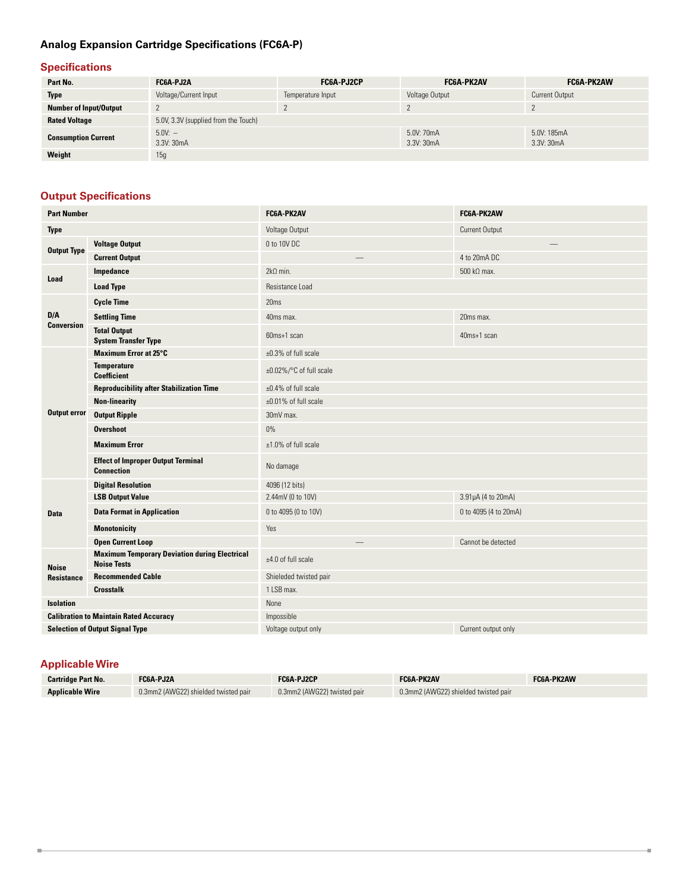## Analog Expansion Cartridge Specifications (FC6A-P)

### Specifications

| Part No. | FC6A-PJ2A | FC6A-PJ2CP | FC6A-PK2AV | FC6A-PK2AW |
|---|---|---|---|---|
| Type | Voltage/Current Input | Temperature Input | Voltage Output | Current Output |
| Number of Input/Output | 2 | 2 | 2 | 2 |
| Rated Voltage | 5.0V, 3.3V (supplied from the Touch) | | | |
| Consumption Current | 5.0V: –<br>3.3V: 30mA | | 5.0V: 70mA<br>3.3V: 30mA | 5.0V: 185mA<br>3.3V: 30mA |
| Weight | 15g | | | |

### Output Specifications

| Part Number | | FC6A-PK2AV | FC6A-PK2AW |
|---|---|---|---|
| Type | | Voltage Output | Current Output |
| Output Type | Voltage Output | 0 to 10V DC | — |
| | Current Output | — | 4 to 20mA DC |
| Load | Impedance | 2kΩ min. | 500 kΩ max. |
| | Load Type | Resistance Load | |
| D/A Conversion | Cycle Time | 20ms | |
| | Settling Time | 40ms max. | 20ms max. |
| | Total Output System Transfer Type | 60ms+1 scan | 40ms+1 scan |
| Output error | Maximum Error at 25°C | ±0.3% of full scale | |
| | Temperature Coefficient | ±0.02%/°C of full scale | |
| | Reproducibility after Stabilization Time | ±0.4% of full scale | |
| | Non-linearity | ±0.01% of full scale | |
| | Output Ripple | 30mV max. | |
| | Overshoot | 0% | |
| | Maximum Error | ±1.0% of full scale | |
| | Effect of Improper Output Terminal Connection | No damage | |
| Data | Digital Resolution | 4096 (12 bits) | |
| | LSB Output Value | 2.44mV (0 to 10V) | 3.91μA (4 to 20mA) |
| | Data Format in Application | 0 to 4095 (0 to 10V) | 0 to 4095 (4 to 20mA) |
| | Monotonicity | Yes | |
| | Open Current Loop | — | Cannot be detected |
| Noise Resistance | Maximum Temporary Deviation during Electrical Noise Tests | ±4.0 of full scale | |
| | Recommended Cable | Shieleded twisted pair | |
| | Crosstalk | 1 LSB max. | |
| Isolation | | None | |
| Calibration to Maintain Rated Accuracy | | Impossible | |
| Selection of Output Signal Type | | Voltage output only | Current output only |

### Applicable Wire

| Cartridge Part No. | FC6A-PJ2A | FC6A-PJ2CP | FC6A-PK2AV | FC6A-PK2AW |
|---|---|---|---|---|
| Applicable Wire | 0.3mm2 (AWG22) shielded twisted pair | 0.3mm2 (AWG22) twisted pair | 0.3mm2 (AWG22) shielded twisted pair | |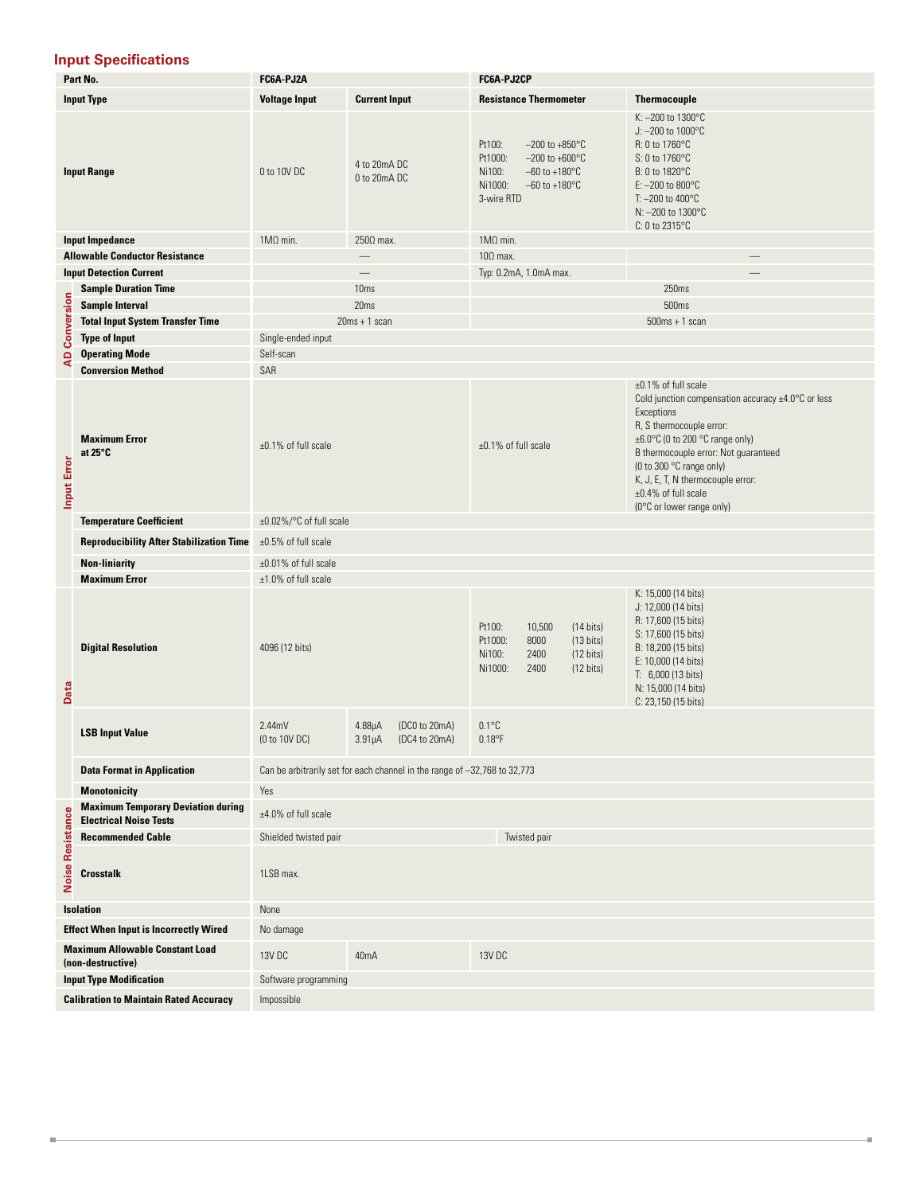## Input Specifications

| | Part No. | FC6A-PJ2A | | FC6A-PJ2CP | |
|---|---|---|---|---|---|
| | **Input Type** | **Voltage Input** | **Current Input** | **Resistance Thermometer** | **Thermocouple** |
| | **Input Range** | 0 to 10V DC | 4 to 20mA DC<br>0 to 20mA DC | Pt100: −200 to +850°C<br>Pt1000: −200 to +600°C<br>Ni100: −60 to +180°C<br>Ni1000: −60 to +180°C<br>3-wire RTD | K: −200 to 1300°C<br>J: −200 to 1000°C<br>R: 0 to 1760°C<br>S: 0 to 1760°C<br>B: 0 to 1820°C<br>E: −200 to 800°C<br>T: −200 to 400°C<br>N: −200 to 1300°C<br>C: 0 to 2315°C |
| | **Input Impedance** | 1MΩ min. | 250Ω max. | 1MΩ min. | |
| | **Allowable Conductor Resistance** | — | | 10Ω max. | — |
| | **Input Detection Current** | — | | Typ: 0.2mA, 1.0mA max. | — |
| AD Conversion | **Sample Duration Time** | 10ms | | 250ms | |
| AD Conversion | **Sample Interval** | 20ms | | 500ms | |
| AD Conversion | **Total Input System Transfer Time** | 20ms + 1 scan | | 500ms + 1 scan | |
| AD Conversion | **Type of Input** | Single-ended input | | | |
| AD Conversion | **Operating Mode** | Self-scan | | | |
| AD Conversion | **Conversion Method** | SAR | | | |
| Input Error | **Maximum Error at 25°C** | ±0.1% of full scale | | ±0.1% of full scale | ±0.1% of full scale<br>Cold junction compensation accuracy ±4.0°C or less<br>Exceptions<br>R, S thermocouple error:<br>±6.0°C (0 to 200 °C range only)<br>B thermocouple error: Not guaranteed<br>(0 to 300 °C range only)<br>K, J, E, T, N thermocouple error:<br>±0.4% of full scale<br>(0°C or lower range only) |
| Input Error | **Temperature Coefficient** | ±0.02%/°C of full scale | | | |
| Input Error | **Reproducibility After Stabilization Time** | ±0.5% of full scale | | | |
| Input Error | **Non-liniarity** | ±0.01% of full scale | | | |
| Input Error | **Maximum Error** | ±1.0% of full scale | | | |
| Data | **Digital Resolution** | 4096 (12 bits) | | Pt100: 10,500 (14 bits)<br>Pt1000: 8000 (13 bits)<br>Ni100: 2400 (12 bits)<br>Ni1000: 2400 (12 bits) | K: 15,000 (14 bits)<br>J: 12,000 (14 bits)<br>R: 17,600 (15 bits)<br>S: 17,600 (15 bits)<br>B: 18,200 (15 bits)<br>E: 10,000 (14 bits)<br>T: 6,000 (13 bits)<br>N: 15,000 (14 bits)<br>C: 23,150 (15 bits) |
| Data | **LSB Input Value** | 2.44mV<br>(0 to 10V DC) | 4.88μA (DC0 to 20mA)<br>3.91μA (DC4 to 20mA) | 0.1°C<br>0.18°F | |
| Data | **Data Format in Application** | Can be arbitrarily set for each channel in the range of −32,768 to 32,773 | | | |
| Data | **Monotonicity** | Yes | | | |
| Noise Resistance | **Maximum Temporary Deviation during Electrical Noise Tests** | ±4.0% of full scale | | | |
| Noise Resistance | **Recommended Cable** | Shielded twisted pair | | Twisted pair | |
| Noise Resistance | **Crosstalk** | 1LSB max. | | | |
| | **Isolation** | None | | | |
| | **Effect When Input is Incorrectly Wired** | No damage | | | |
| | **Maximum Allowable Constant Load (non-destructive)** | 13V DC | 40mA | 13V DC | |
| | **Input Type Modification** | Software programming | | | |
| | **Calibration to Maintain Rated Accuracy** | Impossible | | | |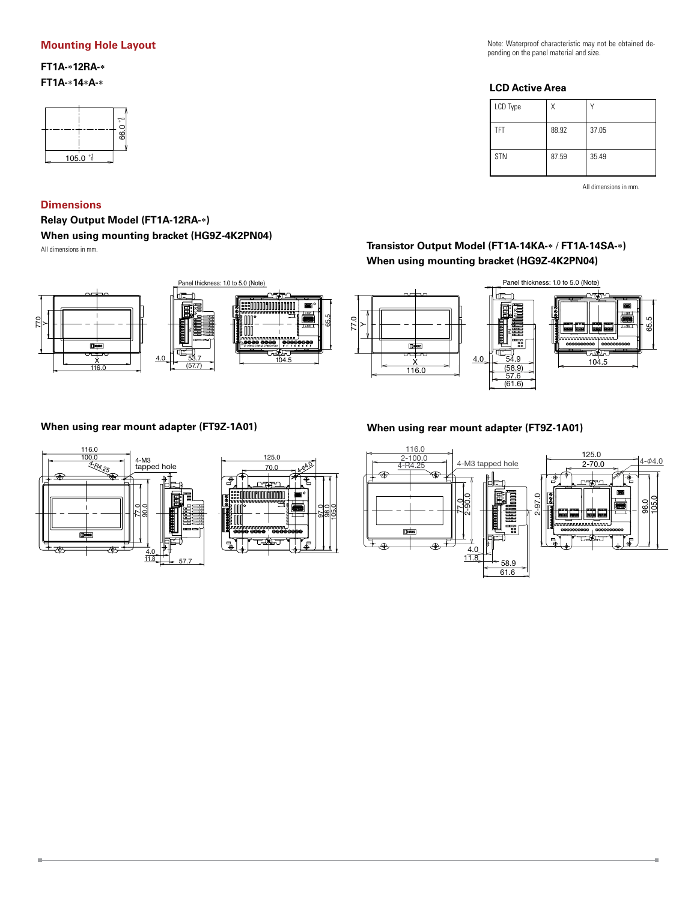## Mounting Hole Layout

**FT1A-*12RA-***
**FT1A-*14*A-***

66.0 $^{+1}_{0}$

105.0 $^{+1}_{0}$

Note: Waterproof characteristic may not be obtained depending on the panel material and size.

### LCD Active Area

| LCD Type | X | Y |
|---|---|---|
| TFT | 88.92 | 37.05 |
| STN | 87.59 | 35.49 |

All dimensions in mm.

## Dimensions

### Relay Output Model (FT1A-12RA-*)
### When using mounting bracket (HG9Z-4K2PN04)

All dimensions in mm.

Panel thickness: 1.0 to 5.0 (Note)

77.0, Y, X, 116.0, 4.0, 53.7, (57.7), 104.5, 65.5

### Transistor Output Model (FT1A-14KA-* / FT1A-14SA-*)
### When using mounting bracket (HG9Z-4K2PN04)

Panel thickness: 1.0 to 5.0 (Note)

77.0, Y, X, 116.0, 4.0, 54.9, (58.9), 57.6, (61.6), 104.5, 65.5

### When using rear mount adapter (FT9Z-1A01)

116.0, 100.0, 4-R4.25, 4-M3 tapped hole, 77.0, 90.0, 4.0, 11.8, 57.7, 125.0, 70.0, 4-φ4.0, 97.0, 98.0, 105.0

### When using rear mount adapter (FT9Z-1A01)

116.0, 2-100.0, 4-R4.25, 4-M3 tapped hole, 77.0, 2-90.0, 4.0, 11.8, 58.9, 61.6, 125.0, 2-70.0, 4-φ4.0, 2-97.0, 98.0, 105.0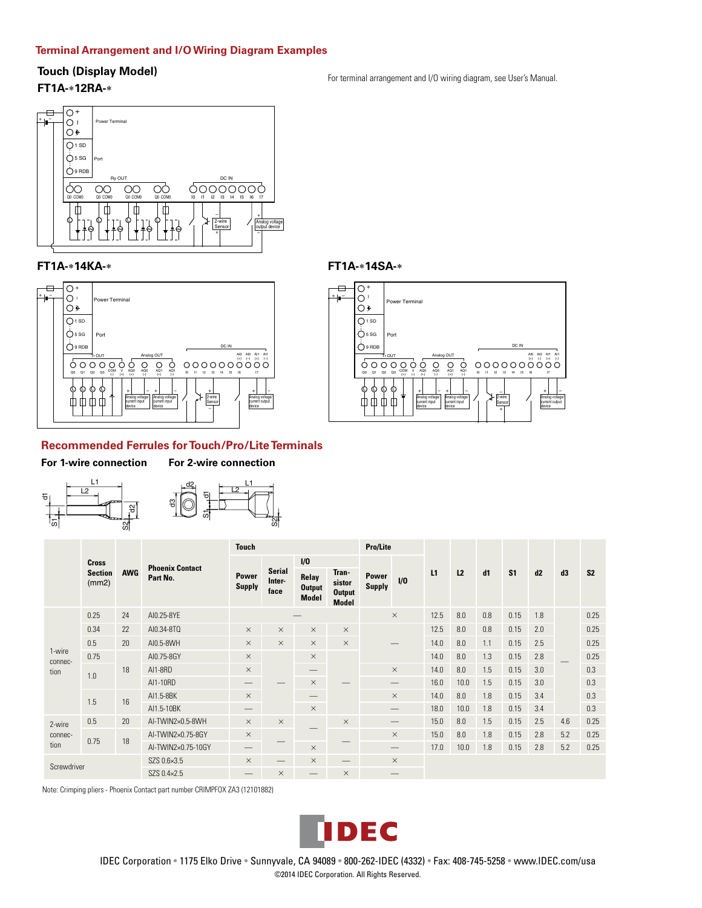## Terminal Arrangement and I/O Wiring Diagram Examples

### Touch (Display Model)

For terminal arrangement and I/O wiring diagram, see User's Manual.

**FT1A-∗12RA-∗**

Power Terminal

1 SD
5 SG
9 RDB
Port

Ry OUT
Q0 COM0 Q0 COM0 Q0 COM0 Q0 COM0

DC IN
I0 I1 I2 I3 I4 I5 I6 I7

2-wire Sensor
Analog voltage output device

**FT1A-∗14KA-∗**

Power Terminal

1 SD
5 SG
9 RDB
Port

Tr OUT
Q0 Q1 Q2 Q3 COM (–) V (+)

Analog OUT
AQ0 (+) AQ0 (–) AQ1 (+) AQ1 (–)

DC IN
I0 I1 I2 I3 I4 I5 I6 I7
AI0 (+) AI0 (–) AI1 (+) AI1 (–)

Analog voltage current input device
Analog voltage current input device
2-wire Sensor
Analog voltage current output device

**FT1A-∗14SA-∗**

Power Terminal

1 SD
5 SG
9 RDB
Port

Tr OUT
Q0 Q1 Q2 Q3 COM (+) V (–)

Analog OUT
AQ0 (+) AQ0 (–) AQ1 (+) AQ1 (–)

DC IN
I0 I1 I2 I3 I4 I5 I6 I7
AI0 (+) AI0 (–) AI1 (+) AI1 (–)

Analog voltage current input device
Analog voltage current input device
2-wire Sensor
Analog voltage current output device

## Recommended Ferrules for Touch/Pro/Lite Terminals

**For 1-wire connection** **For 2-wire connection**

| | Cross Section (mm2) | AWG | Phoenix Contact Part No. | Touch: Power Supply | Touch: Serial Interface | Touch: I/O Relay Output Model | Touch: I/O Transistor Output Model | Pro/Lite: Power Supply | Pro/Lite: I/O | L1 | L2 | d1 | S1 | d2 | d3 | S2 |
|---|---|---|---|---|---|---|---|---|---|---|---|---|---|---|---|---|
| 1-wire connection | 0.25 | 24 | AI0.25-8YE | — | | | | × | | 12.5 | 8.0 | 0.8 | 0.15 | 1.8 | — | 0.25 |
| | 0.34 | 22 | AI0.34-8TQ | × | × | × | × | — | | 12.5 | 8.0 | 0.8 | 0.15 | 2.0 | | 0.25 |
| | 0.5 | 20 | AI0.5-8WH | × | × | × | × | | | 14.0 | 8.0 | 1.1 | 0.15 | 2.5 | | 0.25 |
| | 0.75 | | AI0.75-8GY | × | — | × | — | | | 14.0 | 8.0 | 1.3 | 0.15 | 2.8 | | 0.25 |
| | 1.0 | 18 | AI1-8RD | × | | — | | × | | 14.0 | 8.0 | 1.5 | 0.15 | 3.0 | | 0.3 |
| | | | AI1-10RD | — | | × | | — | | 16.0 | 10.0 | 1.5 | 0.15 | 3.0 | | 0.3 |
| | 1.5 | 16 | AI1.5-8BK | × | | — | | × | | 14.0 | 8.0 | 1.8 | 0.15 | 3.4 | | 0.3 |
| | | | AI1.5-10BK | — | | × | | — | | 18.0 | 10.0 | 1.8 | 0.15 | 3.4 | | 0.3 |
| 2-wire connection | 0.5 | 20 | AI-TWIN2×0.5-8WH | × | × | — | × | — | | 15.0 | 8.0 | 1.5 | 0.15 | 2.5 | 4.6 | 0.25 |
| | 0.75 | 18 | AI-TWIN2×0.75-8GY | × | — | | — | × | | 15.0 | 8.0 | 1.8 | 0.15 | 2.8 | 5.2 | 0.25 |
| | | | AI-TWIN2×0.75-10GY | — | | × | | — | | 17.0 | 10.0 | 1.8 | 0.15 | 2.8 | 5.2 | 0.25 |
| Screwdriver | | | SZS 0.6×3.5 | × | — | × | — | × | | | | | | | | |
| | | | SZS 0.4×2.5 | — | × | — | × | — | | | | | | | | |

Note: Crimping pliers - Phoenix Contact part number CRIMPFOX ZA3 (12101882)

IDEC

IDEC Corporation • 1175 Elko Drive • Sunnyvale, CA 94089 • 800-262-IDEC (4332) • Fax: 408-745-5258 • www.IDEC.com/usa

©2014 IDEC Corporation. All Rights Reserved.